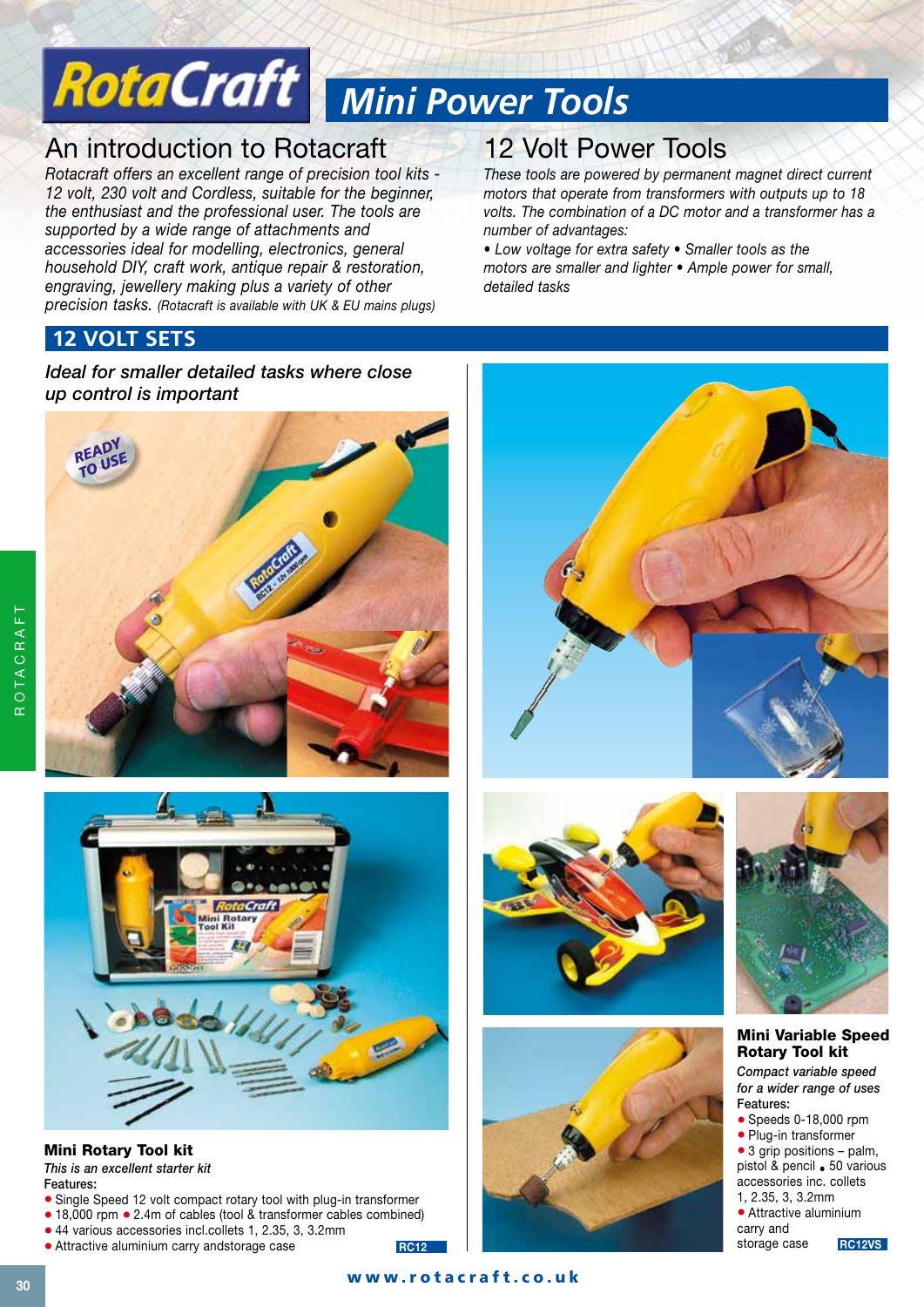# RotaCraft Mini Power Tools

## An introduction to Rotacraft

*Rotacraft offers an excellent range of precision tool kits - 12 volt, 230 volt and Cordless, suitable for the beginner, the enthusiast and the professional user. The tools are supported by a wide range of attachments and accessories ideal for modelling, electronics, general household DIY, craft work, antique repair & restoration, engraving, jewellery making plus a variety of other precision tasks. (Rotacraft is available with UK & EU mains plugs)*

## 12 Volt Power Tools

*These tools are powered by permanent magnet direct current motors that operate from transformers with outputs up to 18 volts. The combination of a DC motor and a transformer has a number of advantages:*

*• Low voltage for extra safety • Smaller tools as the motors are smaller and lighter • Ample power for small, detailed tasks*

## 12 VOLT SETS

***Ideal for smaller detailed tasks where close up control is important***

### Mini Rotary Tool kit

*This is an excellent starter kit*

**Features:**

- Single Speed 12 volt compact rotary tool with plug-in transformer
- 18,000 rpm
- 2.4m of cables (tool & transformer cables combined)
- 44 various accessories incl.collets 1, 2.35, 3, 3.2mm
- Attractive aluminium carry andstorage case

**RC12**

### Mini Variable Speed Rotary Tool kit

*Compact variable speed for a wider range of uses*

**Features:**

- Speeds 0-18,000 rpm
- Plug-in transformer
- 3 grip positions – palm, pistol & pencil
- 50 various accessories inc. collets 1, 2.35, 3, 3.2mm
- Attractive aluminium carry and storage case

**RC12VS**

www.rotacraft.co.uk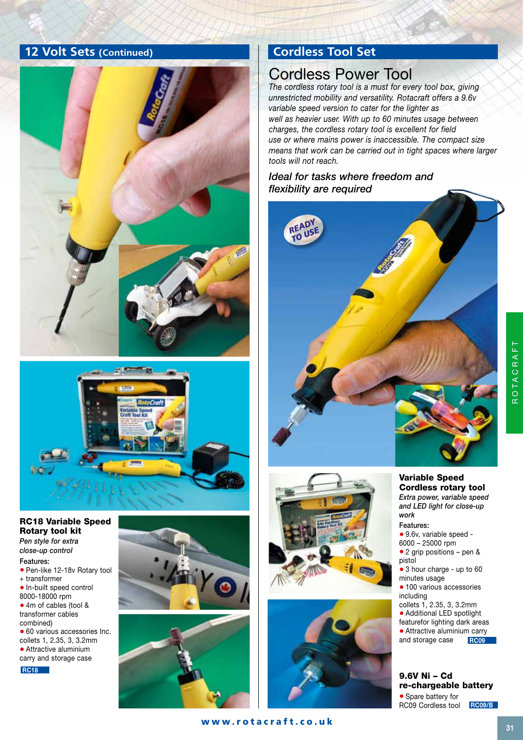## 12 Volt Sets (Continued)

### RC18 Variable Speed Rotary tool kit

*Pen style for extra close-up control*

Features:

- Pen-like 12-18v Rotary tool + transformer
- In-built speed control 8000-18000 rpm
- 4m of cables (tool & transformer cables combined)
- 60 various accessories Inc. collets 1, 2.35, 3, 3.2mm
- Attractive aluminium carry and storage case

**RC18**

## Cordless Tool Set

# Cordless Power Tool

*The cordless rotary tool is a must for every tool box, giving unrestricted mobility and versatility. Rotacraft offers a 9.6v variable speed version to cater for the lighter as well as heavier user. With up to 60 minutes usage between charges, the cordless rotary tool is excellent for field use or where mains power is inaccessible. The compact size means that work can be carried out in tight spaces where larger tools will not reach.*

### *Ideal for tasks where freedom and flexibility are required*

READY TO USE

### Variable Speed Cordless rotary tool

*Extra power, variable speed and LED light for close-up work*

Features:

- 9.6v, variable speed - 6000 – 25000 rpm
- 2 grip positions – pen & pistol
- 3 hour charge - up to 60 minutes usage
- 100 various accessories including collets 1, 2.35, 3, 3.2mm
- Additional LED spotlight featurefor lighting dark areas
- Attractive aluminium carry and storage case

**RC09**

### 9.6V Ni – Cd re-chargeable battery

- Spare battery for RC09 Cordless tool

**RC09/B**

www.rotacraft.co.uk